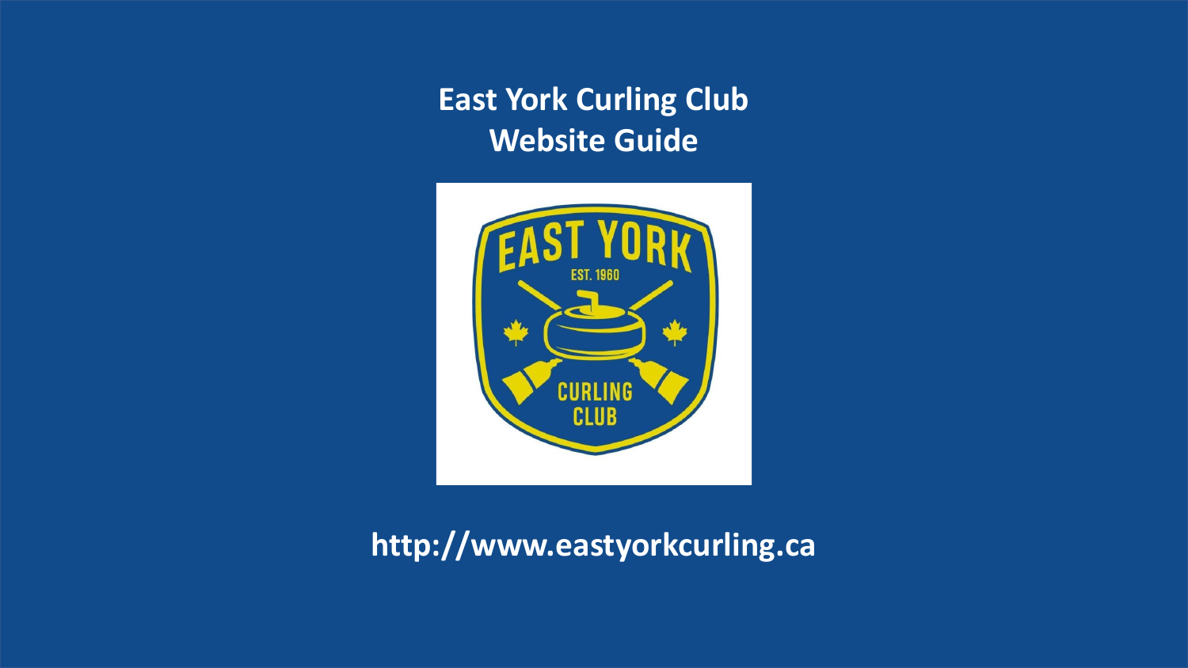# East York Curling Club
# Website Guide

http://www.eastyorkcurling.ca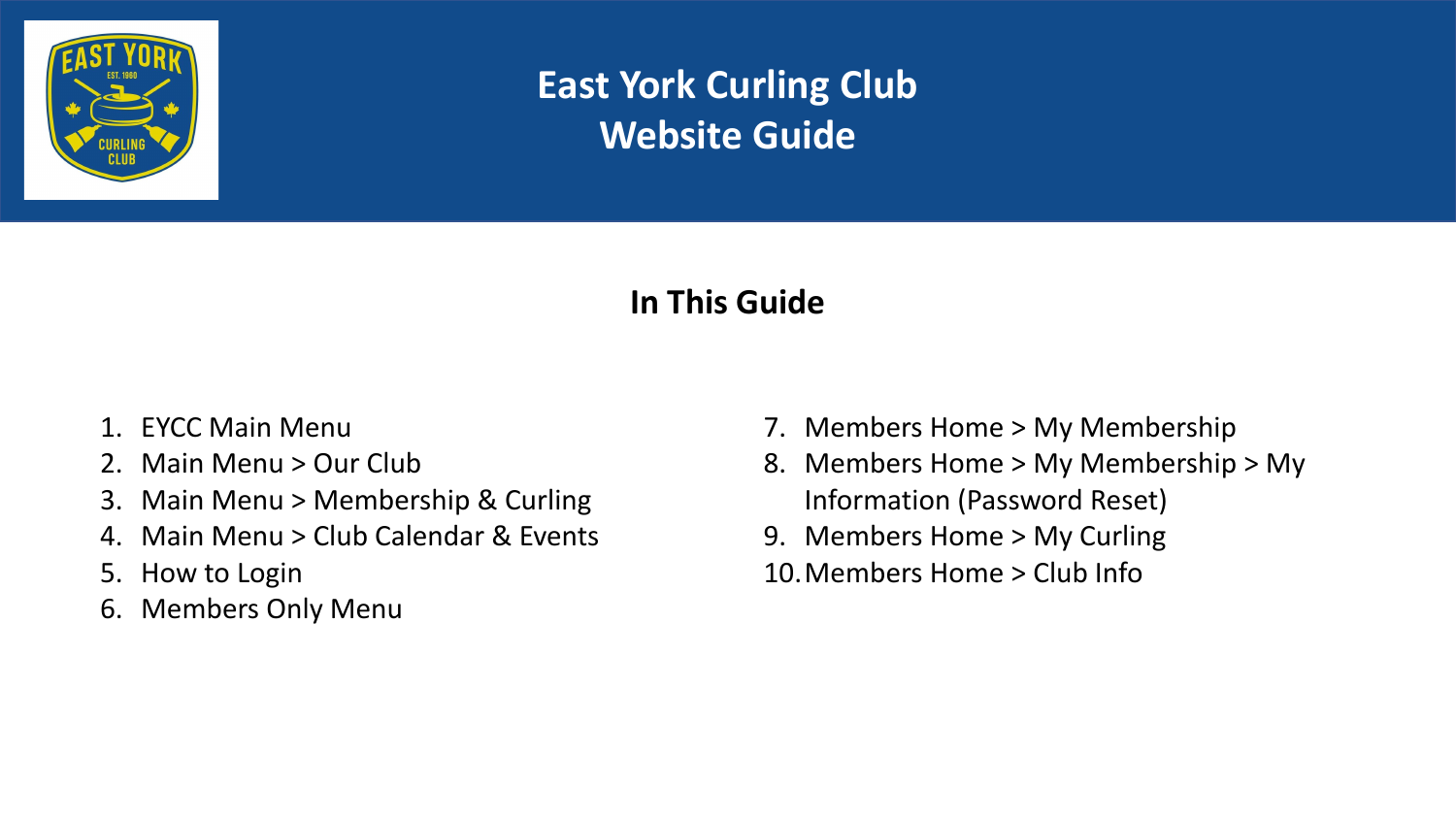# East York Curling Club
# Website Guide

## In This Guide

1. EYCC Main Menu
2. Main Menu > Our Club
3. Main Menu > Membership & Curling
4. Main Menu > Club Calendar & Events
5. How to Login
6. Members Only Menu
7. Members Home > My Membership
8. Members Home > My Membership > My Information (Password Reset)
9. Members Home > My Curling
10. Members Home > Club Info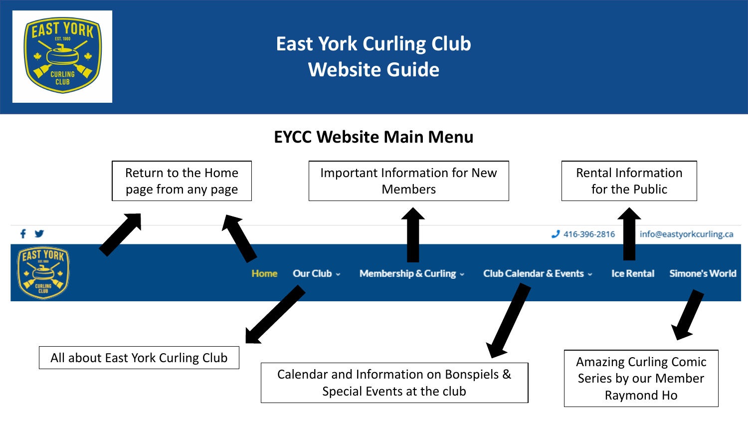# East York Curling Club Website Guide

## EYCC Website Main Menu

416-396-2816 | info@eastyorkcurling.ca

- **Home** – Return to the Home page from any page
- **Our Club** – All about East York Curling Club
- **Membership & Curling** – Important Information for New Members
- **Club Calendar & Events** – Calendar and Information on Bonspiels & Special Events at the club
- **Ice Rental** – Rental Information for the Public
- **Simone's World** – Amazing Curling Comic Series by our Member Raymond Ho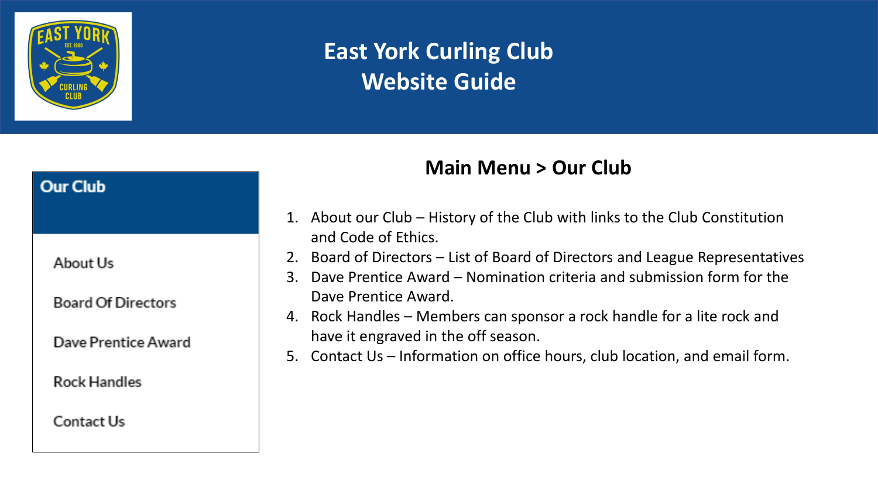# East York Curling Club
# Website Guide

**Our Club**

- About Us
- Board Of Directors
- Dave Prentice Award
- Rock Handles
- Contact Us

## Main Menu > Our Club

1. About our Club – History of the Club with links to the Club Constitution and Code of Ethics.
2. Board of Directors – List of Board of Directors and League Representatives
3. Dave Prentice Award – Nomination criteria and submission form for the Dave Prentice Award.
4. Rock Handles – Members can sponsor a rock handle for a lite rock and have it engraved in the off season.
5. Contact Us – Information on office hours, club location, and email form.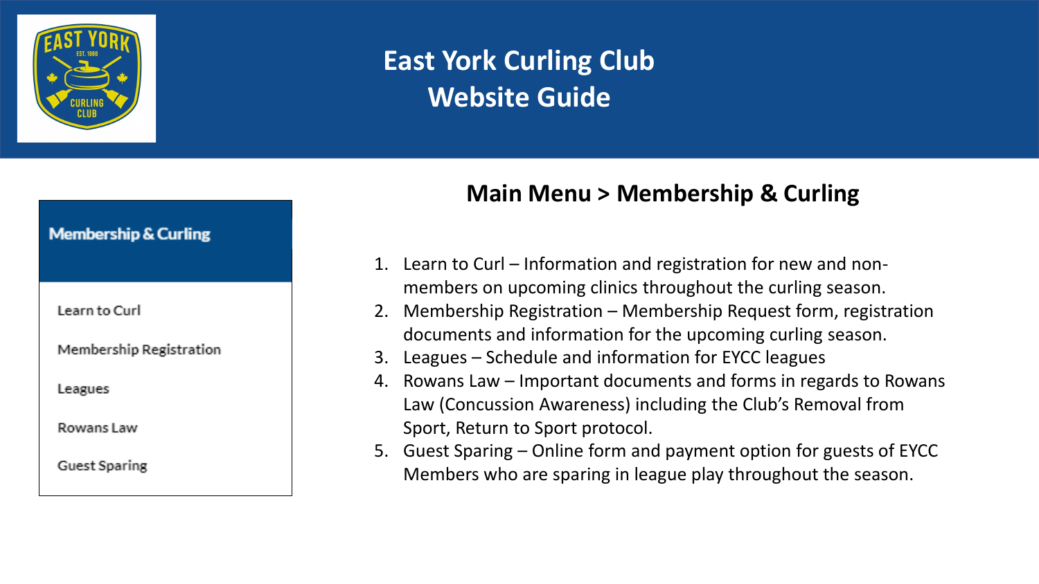# East York Curling Club
# Website Guide

**Membership & Curling**

- Learn to Curl
- Membership Registration
- Leagues
- Rowans Law
- Guest Sparing

## Main Menu > Membership & Curling

1. Learn to Curl – Information and registration for new and non-members on upcoming clinics throughout the curling season.
2. Membership Registration – Membership Request form, registration documents and information for the upcoming curling season.
3. Leagues – Schedule and information for EYCC leagues
4. Rowans Law – Important documents and forms in regards to Rowans Law (Concussion Awareness) including the Club's Removal from Sport, Return to Sport protocol.
5. Guest Sparing – Online form and payment option for guests of EYCC Members who are sparing in league play throughout the season.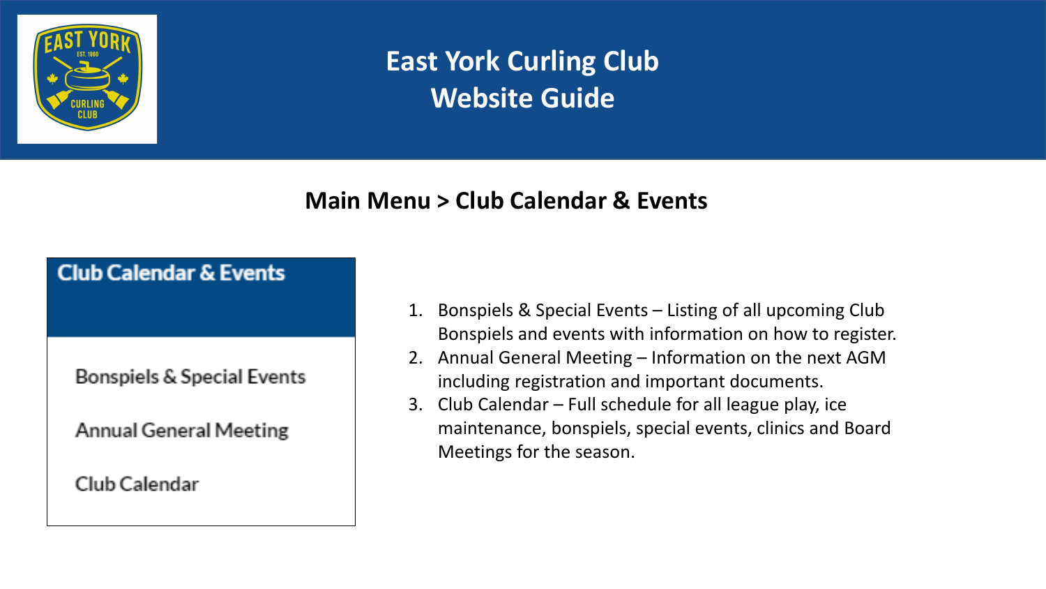# East York Curling Club
# Website Guide

## Main Menu > Club Calendar & Events

**Club Calendar & Events**

- Bonspiels & Special Events
- Annual General Meeting
- Club Calendar

1. Bonspiels & Special Events – Listing of all upcoming Club Bonspiels and events with information on how to register.
2. Annual General Meeting – Information on the next AGM including registration and important documents.
3. Club Calendar – Full schedule for all league play, ice maintenance, bonspiels, special events, clinics and Board Meetings for the season.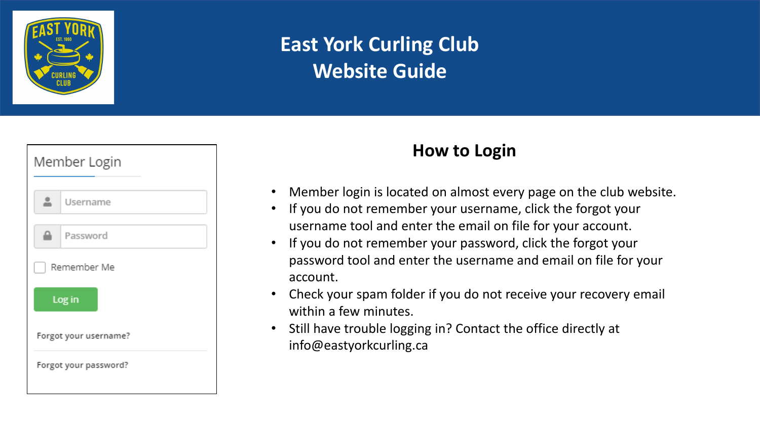# East York Curling Club Website Guide

## How to Login

Member Login

Username

Password

Remember Me

Log in

Forgot your username?

Forgot your password?

- Member login is located on almost every page on the club website.
- If you do not remember your username, click the forgot your username tool and enter the email on file for your account.
- If you do not remember your password, click the forgot your password tool and enter the username and email on file for your account.
- Check your spam folder if you do not receive your recovery email within a few minutes.
- Still have trouble logging in? Contact the office directly at info@eastyorkcurling.ca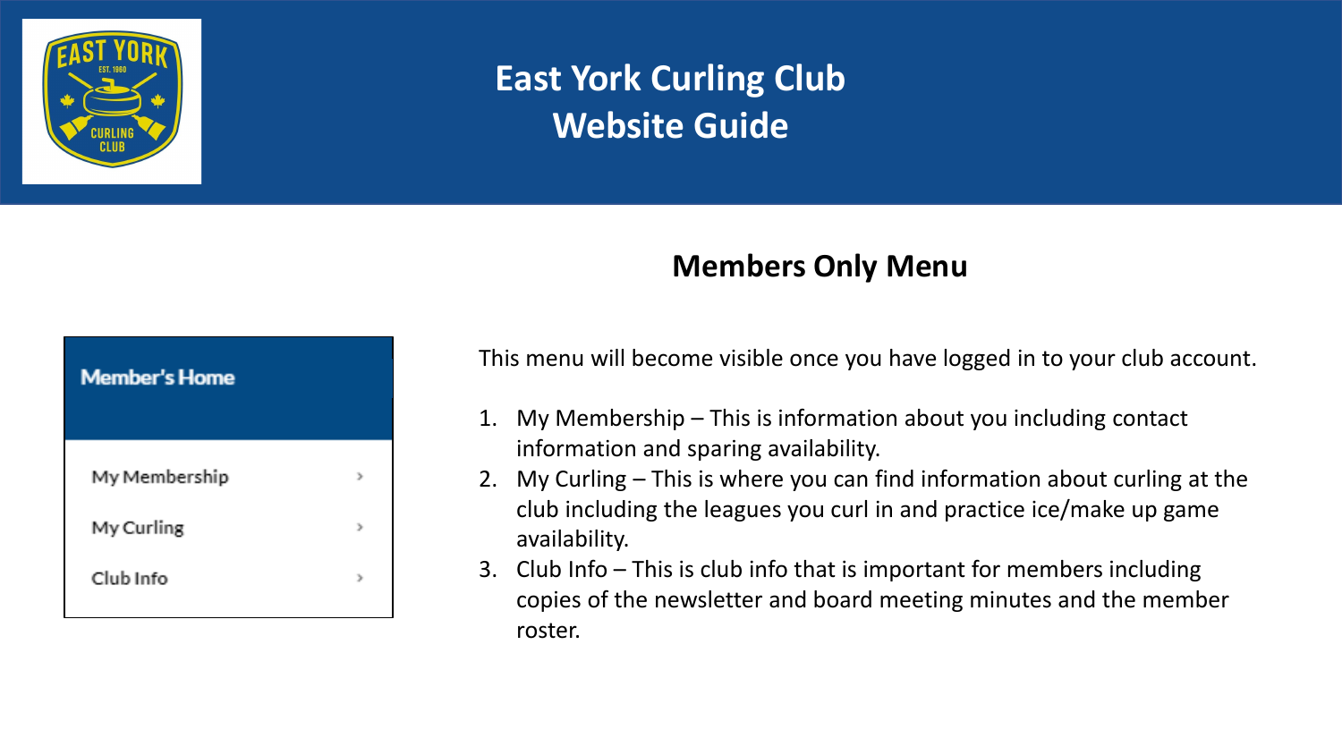# East York Curling Club Website Guide

## Members Only Menu

Member's Home

- My Membership
- My Curling
- Club Info

This menu will become visible once you have logged in to your club account.

1. My Membership – This is information about you including contact information and sparing availability.
2. My Curling – This is where you can find information about curling at the club including the leagues you curl in and practice ice/make up game availability.
3. Club Info – This is club info that is important for members including copies of the newsletter and board meeting minutes and the member roster.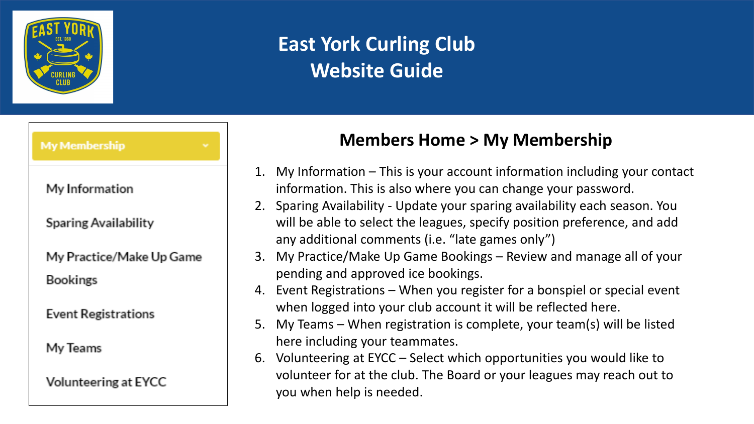# East York Curling Club Website Guide

My Membership

- My Information
- Sparing Availability
- My Practice/Make Up Game Bookings
- Event Registrations
- My Teams
- Volunteering at EYCC

## Members Home > My Membership

1. My Information – This is your account information including your contact information. This is also where you can change your password.
2. Sparing Availability - Update your sparing availability each season. You will be able to select the leagues, specify position preference, and add any additional comments (i.e. “late games only”)
3. My Practice/Make Up Game Bookings – Review and manage all of your pending and approved ice bookings.
4. Event Registrations – When you register for a bonspiel or special event when logged into your club account it will be reflected here.
5. My Teams – When registration is complete, your team(s) will be listed here including your teammates.
6. Volunteering at EYCC – Select which opportunities you would like to volunteer for at the club. The Board or your leagues may reach out to you when help is needed.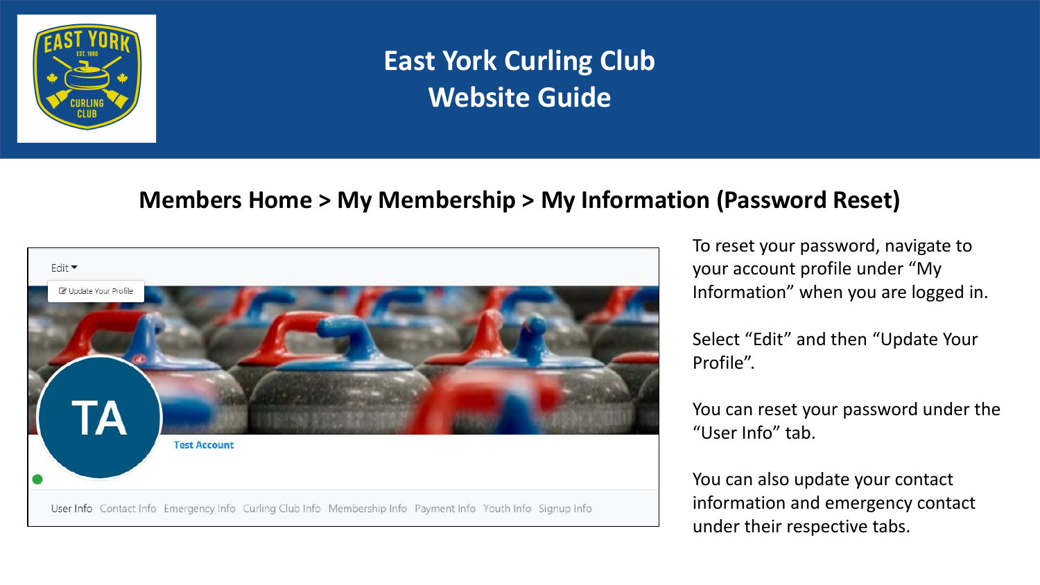# East York Curling Club Website Guide

## Members Home > My Membership > My Information (Password Reset)

To reset your password, navigate to your account profile under "My Information" when you are logged in.

Select "Edit" and then "Update Your Profile".

You can reset your password under the "User Info" tab.

You can also update your contact information and emergency contact under their respective tabs.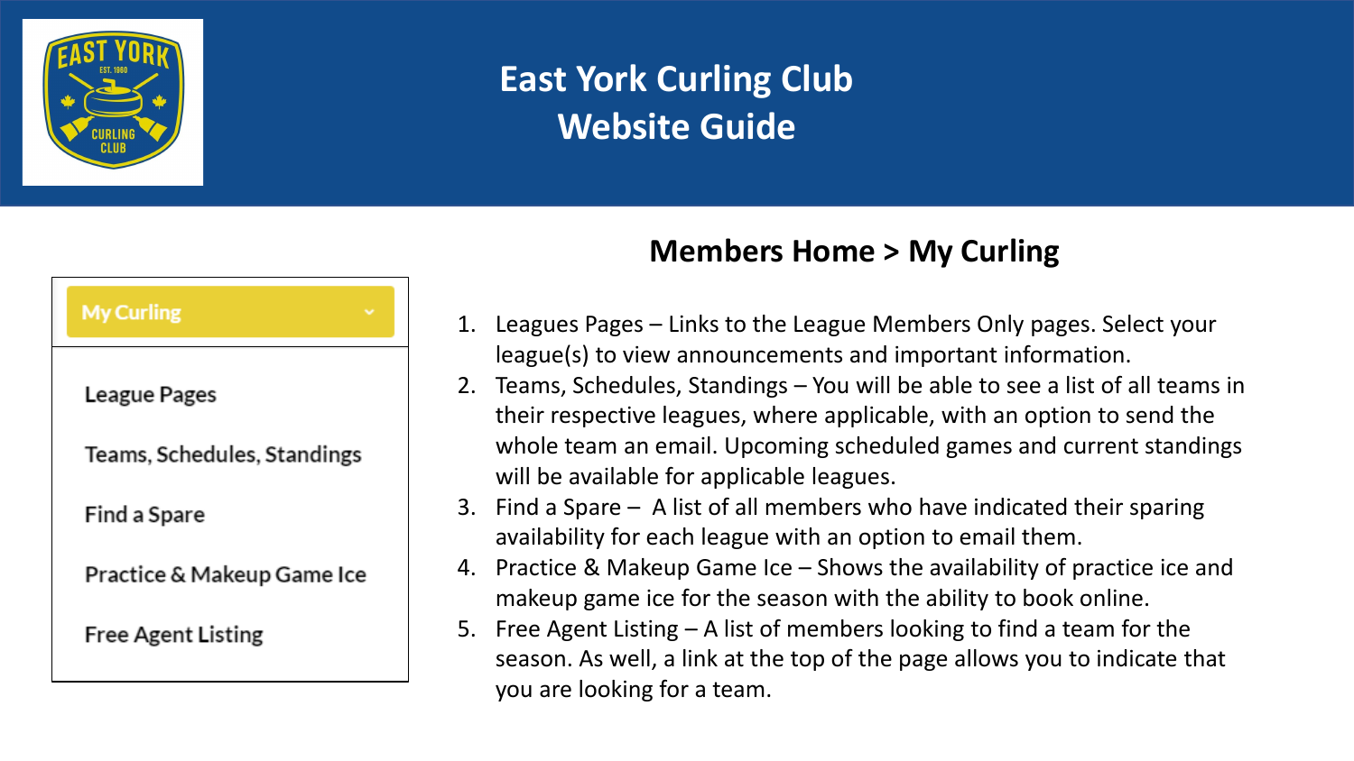# East York Curling Club
# Website Guide

## Members Home > My Curling

My Curling

- League Pages
- Teams, Schedules, Standings
- Find a Spare
- Practice & Makeup Game Ice
- Free Agent Listing

1. Leagues Pages – Links to the League Members Only pages. Select your league(s) to view announcements and important information.
2. Teams, Schedules, Standings – You will be able to see a list of all teams in their respective leagues, where applicable, with an option to send the whole team an email. Upcoming scheduled games and current standings will be available for applicable leagues.
3. Find a Spare – A list of all members who have indicated their sparing availability for each league with an option to email them.
4. Practice & Makeup Game Ice – Shows the availability of practice ice and makeup game ice for the season with the ability to book online.
5. Free Agent Listing – A list of members looking to find a team for the season. As well, a link at the top of the page allows you to indicate that you are looking for a team.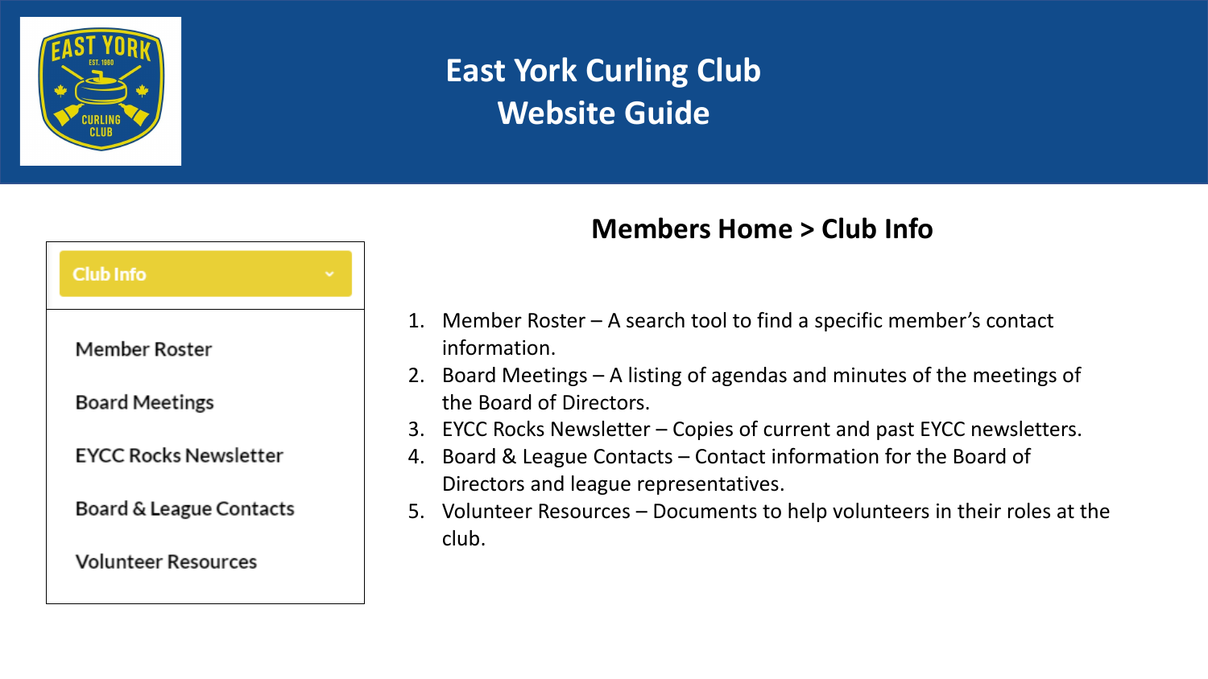# East York Curling Club
# Website Guide

## Members Home > Club Info

**Club Info**

- Member Roster
- Board Meetings
- EYCC Rocks Newsletter
- Board & League Contacts
- Volunteer Resources

1. Member Roster – A search tool to find a specific member's contact information.
2. Board Meetings – A listing of agendas and minutes of the meetings of the Board of Directors.
3. EYCC Rocks Newsletter – Copies of current and past EYCC newsletters.
4. Board & League Contacts – Contact information for the Board of Directors and league representatives.
5. Volunteer Resources – Documents to help volunteers in their roles at the club.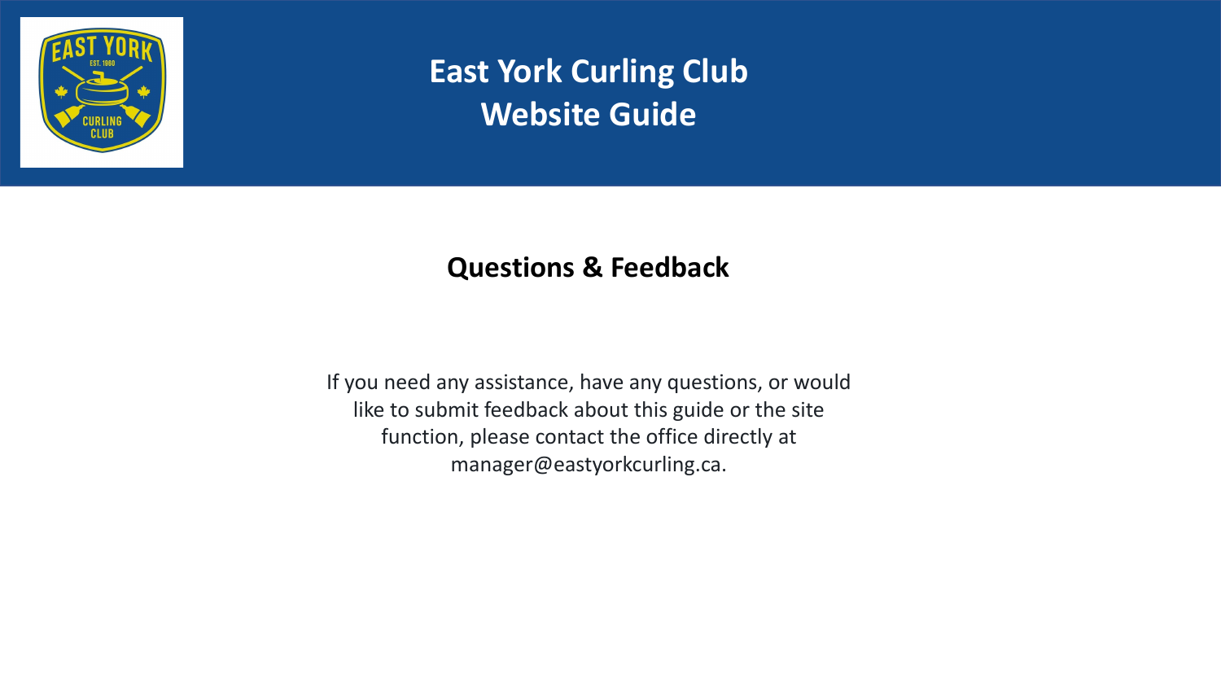# East York Curling Club
# Website Guide

## Questions & Feedback

If you need any assistance, have any questions, or would like to submit feedback about this guide or the site function, please contact the office directly at manager@eastyorkcurling.ca.